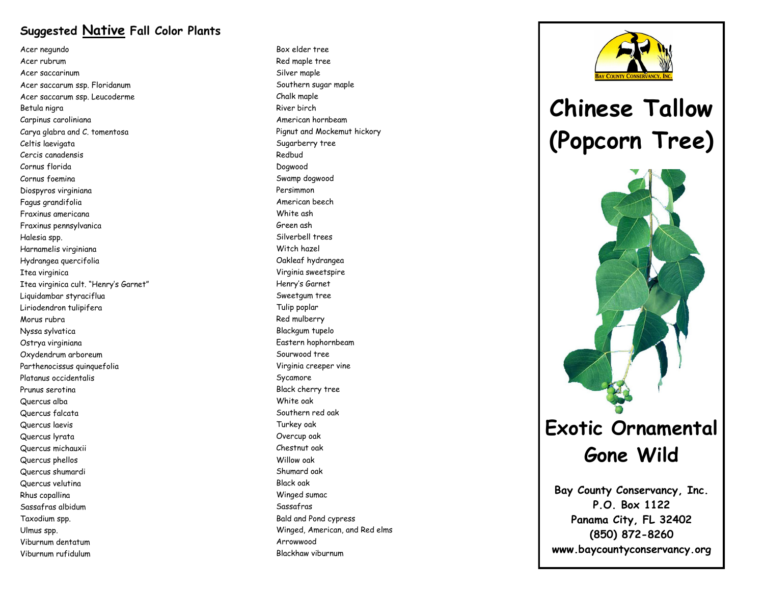## Suggested Native Fall Color Plants

| | |
|---|---|
| Acer negundo | Box elder tree |
| Acer rubrum | Red maple tree |
| Acer saccarinum | Silver maple |
| Acer saccarum ssp. Floridanum | Southern sugar maple |
| Acer saccarum ssp. Leucoderme | Chalk maple |
| Betula nigra | River birch |
| Carpinus caroliniana | American hornbeam |
| Carya glabra and C. tomentosa | Pignut and Mockernut hickory |
| Celtis laevigata | Sugarberry tree |
| Cercis canadensis | Redbud |
| Cornus florida | Dogwood |
| Cornus foemina | Swamp dogwood |
| Diospyros virginiana | Persimmon |
| Fagus grandifolia | American beech |
| Fraxinus americana | White ash |
| Fraxinus pennsylvanica | Green ash |
| Halesia spp. | Silverbell trees |
| Harnamelis virginiana | Witch hazel |
| Hydrangea quercifolia | Oakleaf hydrangea |
| Itea virginica | Virginia sweetspire |
| Itea virginica cult. "Henry's Garnet" | Henry's Garnet |
| Liquidambar styraciflua | Sweetgum tree |
| Liriodendron tulipifera | Tulip poplar |
| Morus rubra | Red mulberry |
| Nyssa sylvatica | Blackgum tupelo |
| Ostrya virginiana | Eastern hophornbeam |
| Oxydendrum arboreum | Sourwood tree |
| Parthenocissus quinquefolia | Virginia creeper vine |
| Platanus occidentalis | Sycamore |
| Prunus serotina | Black cherry tree |
| Quercus alba | White oak |
| Quercus falcata | Southern red oak |
| Quercus laevis | Turkey oak |
| Quercus lyrata | Overcup oak |
| Quercus michauxii | Chestnut oak |
| Quercus phellos | Willow oak |
| Quercus shumardi | Shumard oak |
| Quercus velutina | Black oak |
| Rhus copallina | Winged sumac |
| Sassafras albidum | Sassafras |
| Taxodium spp. | Bald and Pond cypress |
| Ulmus spp. | Winged, American, and Red elms |
| Viburnum dentatum | Arrowwood |
| Viburnum rufidulum | Blackhaw viburnum |

BAY COUNTY CONSERVANCY, INC.

# Chinese Tallow (Popcorn Tree)

## Exotic Ornamental Gone Wild

**Bay County Conservancy, Inc.**
**P.O. Box 1122**
**Panama City, FL 32402**
**(850) 872-8260**
**www.baycountyconservancy.org**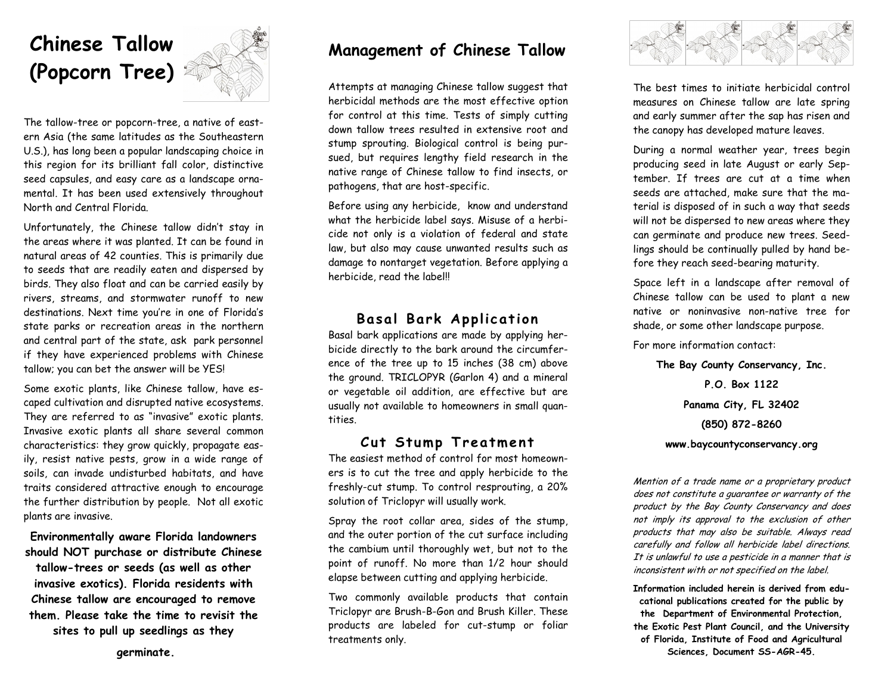# Chinese Tallow (Popcorn Tree)

The tallow-tree or popcorn-tree, a native of eastern Asia (the same latitudes as the Southeastern U.S.), has long been a popular landscaping choice in this region for its brilliant fall color, distinctive seed capsules, and easy care as a landscape ornamental. It has been used extensively throughout North and Central Florida.

Unfortunately, the Chinese tallow didn't stay in the areas where it was planted. It can be found in natural areas of 42 counties. This is primarily due to seeds that are readily eaten and dispersed by birds. They also float and can be carried easily by rivers, streams, and stormwater runoff to new destinations. Next time you're in one of Florida's state parks or recreation areas in the northern and central part of the state, ask park personnel if they have experienced problems with Chinese tallow; you can bet the answer will be YES!

Some exotic plants, like Chinese tallow, have escaped cultivation and disrupted native ecosystems. They are referred to as "invasive" exotic plants. Invasive exotic plants all share several common characteristics: they grow quickly, propagate easily, resist native pests, grow in a wide range of soils, can invade undisturbed habitats, and have traits considered attractive enough to encourage the further distribution by people. Not all exotic plants are invasive.

**Environmentally aware Florida landowners should NOT purchase or distribute Chinese tallow-trees or seeds (as well as other invasive exotics). Florida residents with Chinese tallow are encouraged to remove them. Please take the time to revisit the sites to pull up seedlings as they germinate.**

## Management of Chinese Tallow

Attempts at managing Chinese tallow suggest that herbicidal methods are the most effective option for control at this time. Tests of simply cutting down tallow trees resulted in extensive root and stump sprouting. Biological control is being pursued, but requires lengthy field research in the native range of Chinese tallow to find insects, or pathogens, that are host-specific.

Before using any herbicide, know and understand what the herbicide label says. Misuse of a herbicide not only is a violation of federal and state law, but also may cause unwanted results such as damage to nontarget vegetation. Before applying a herbicide, read the label!!

### Basal Bark Application

Basal bark applications are made by applying herbicide directly to the bark around the circumference of the tree up to 15 inches (38 cm) above the ground. TRICLOPYR (Garlon 4) and a mineral or vegetable oil addition, are effective but are usually not available to homeowners in small quantities.

### Cut Stump Treatment

The easiest method of control for most homeowners is to cut the tree and apply herbicide to the freshly-cut stump. To control resprouting, a 20% solution of Triclopyr will usually work.

Spray the root collar area, sides of the stump, and the outer portion of the cut surface including the cambium until thoroughly wet, but not to the point of runoff. No more than 1/2 hour should elapse between cutting and applying herbicide.

Two commonly available products that contain Triclopyr are Brush-B-Gon and Brush Killer. These products are labeled for cut-stump or foliar treatments only.

The best times to initiate herbicidal control measures on Chinese tallow are late spring and early summer after the sap has risen and the canopy has developed mature leaves.

During a normal weather year, trees begin producing seed in late August or early September. If trees are cut at a time when seeds are attached, make sure that the material is disposed of in such a way that seeds will not be dispersed to new areas where they can germinate and produce new trees. Seedlings should be continually pulled by hand before they reach seed-bearing maturity.

Space left in a landscape after removal of Chinese tallow can be used to plant a new native or noninvasive non-native tree for shade, or some other landscape purpose.

For more information contact:

**The Bay County Conservancy, Inc.**

**P.O. Box 1122**

**Panama City, FL 32402**

**(850) 872-8260**

**www.baycountyconservancy.org**

*Mention of a trade name or a proprietary product does not constitute a guarantee or warranty of the product by the Bay County Conservancy and does not imply its approval to the exclusion of other products that may also be suitable. Always read carefully and follow all herbicide label directions. It is unlawful to use a pesticide in a manner that is inconsistent with or not specified on the label.*

**Information included herein is derived from educational publications created for the public by the Department of Environmental Protection, the Exotic Pest Plant Council, and the University of Florida, Institute of Food and Agricultural Sciences, Document SS-AGR-45.**